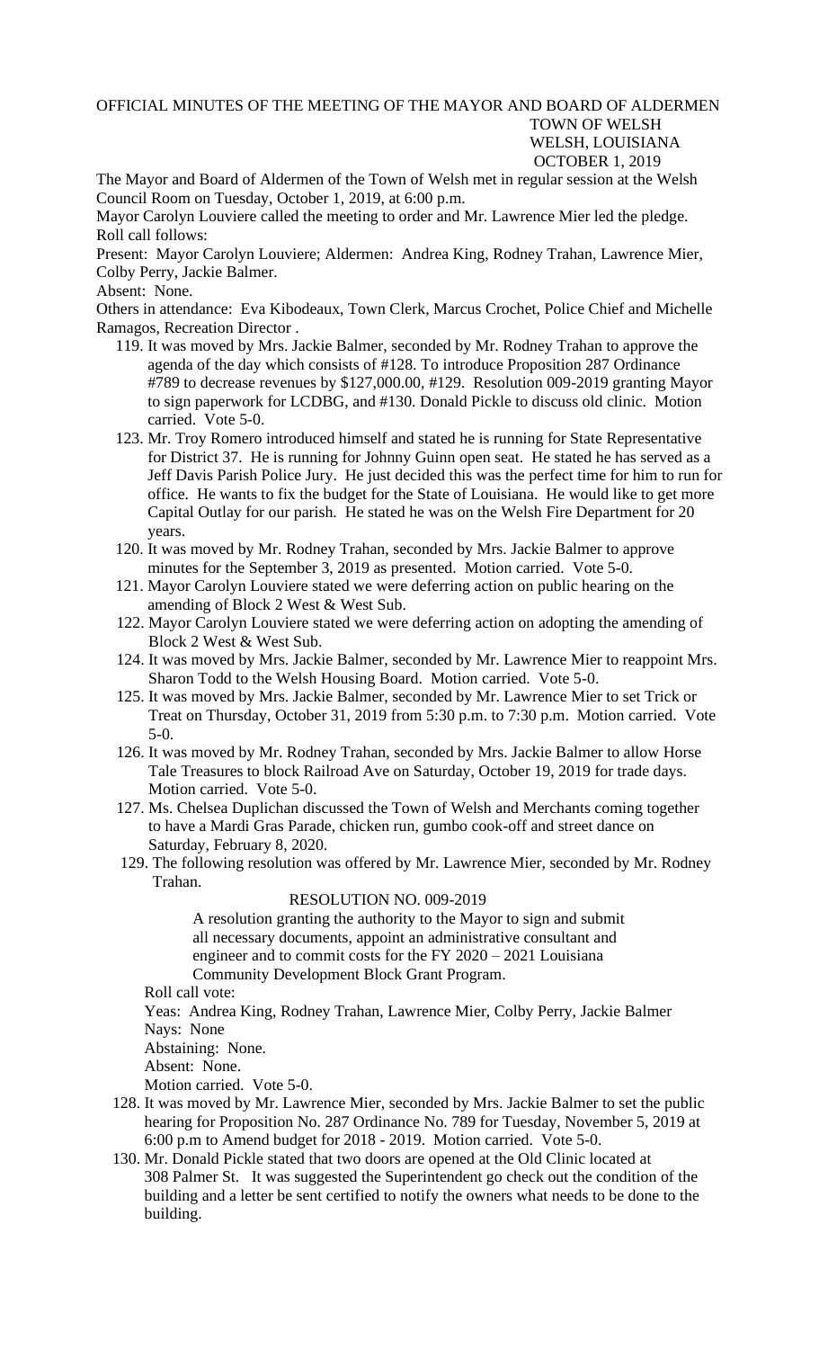OFFICIAL MINUTES OF THE MEETING OF THE MAYOR AND BOARD OF ALDERMEN
TOWN OF WELSH
WELSH, LOUISIANA
OCTOBER 1, 2019

The Mayor and Board of Aldermen of the Town of Welsh met in regular session at the Welsh Council Room on Tuesday, October 1, 2019, at 6:00 p.m.

Mayor Carolyn Louviere called the meeting to order and Mr. Lawrence Mier led the pledge.
Roll call follows:

Present: Mayor Carolyn Louviere; Aldermen: Andrea King, Rodney Trahan, Lawrence Mier, Colby Perry, Jackie Balmer.

Absent: None.

Others in attendance: Eva Kibodeaux, Town Clerk, Marcus Crochet, Police Chief and Michelle Ramagos, Recreation Director .

119. It was moved by Mrs. Jackie Balmer, seconded by Mr. Rodney Trahan to approve the agenda of the day which consists of #128. To introduce Proposition 287 Ordinance #789 to decrease revenues by $127,000.00, #129. Resolution 009-2019 granting Mayor to sign paperwork for LCDBG, and #130. Donald Pickle to discuss old clinic. Motion carried. Vote 5-0.

123. Mr. Troy Romero introduced himself and stated he is running for State Representative for District 37. He is running for Johnny Guinn open seat. He stated he has served as a Jeff Davis Parish Police Jury. He just decided this was the perfect time for him to run for office. He wants to fix the budget for the State of Louisiana. He would like to get more Capital Outlay for our parish. He stated he was on the Welsh Fire Department for 20 years.

120. It was moved by Mr. Rodney Trahan, seconded by Mrs. Jackie Balmer to approve minutes for the September 3, 2019 as presented. Motion carried. Vote 5-0.

121. Mayor Carolyn Louviere stated we were deferring action on public hearing on the amending of Block 2 West & West Sub.

122. Mayor Carolyn Louviere stated we were deferring action on adopting the amending of Block 2 West & West Sub.

124. It was moved by Mrs. Jackie Balmer, seconded by Mr. Lawrence Mier to reappoint Mrs. Sharon Todd to the Welsh Housing Board. Motion carried. Vote 5-0.

125. It was moved by Mrs. Jackie Balmer, seconded by Mr. Lawrence Mier to set Trick or Treat on Thursday, October 31, 2019 from 5:30 p.m. to 7:30 p.m. Motion carried. Vote 5-0.

126. It was moved by Mr. Rodney Trahan, seconded by Mrs. Jackie Balmer to allow Horse Tale Treasures to block Railroad Ave on Saturday, October 19, 2019 for trade days. Motion carried. Vote 5-0.

127. Ms. Chelsea Duplichan discussed the Town of Welsh and Merchants coming together to have a Mardi Gras Parade, chicken run, gumbo cook-off and street dance on Saturday, February 8, 2020.

129. The following resolution was offered by Mr. Lawrence Mier, seconded by Mr. Rodney Trahan.

RESOLUTION NO. 009-2019

A resolution granting the authority to the Mayor to sign and submit all necessary documents, appoint an administrative consultant and engineer and to commit costs for the FY 2020 – 2021 Louisiana Community Development Block Grant Program.

Roll call vote:

Yeas: Andrea King, Rodney Trahan, Lawrence Mier, Colby Perry, Jackie Balmer
Nays: None
Abstaining: None.
Absent: None.
Motion carried. Vote 5-0.

128. It was moved by Mr. Lawrence Mier, seconded by Mrs. Jackie Balmer to set the public hearing for Proposition No. 287 Ordinance No. 789 for Tuesday, November 5, 2019 at 6:00 p.m to Amend budget for 2018 - 2019. Motion carried. Vote 5-0.

130. Mr. Donald Pickle stated that two doors are opened at the Old Clinic located at 308 Palmer St. It was suggested the Superintendent go check out the condition of the building and a letter be sent certified to notify the owners what needs to be done to the building.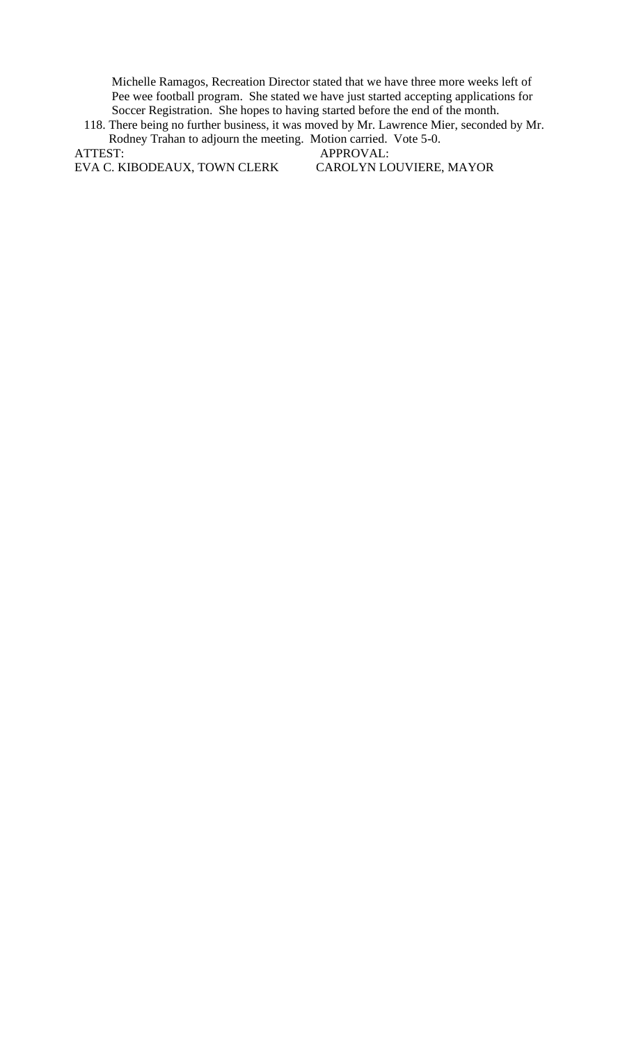Michelle Ramagos, Recreation Director stated that we have three more weeks left of Pee wee football program. She stated we have just started accepting applications for Soccer Registration. She hopes to having started before the end of the month.

118. There being no further business, it was moved by Mr. Lawrence Mier, seconded by Mr. Rodney Trahan to adjourn the meeting. Motion carried. Vote 5-0.

ATTEST: APPROVAL:

EVA C. KIBODEAUX, TOWN CLERK CAROLYN LOUVIERE, MAYOR